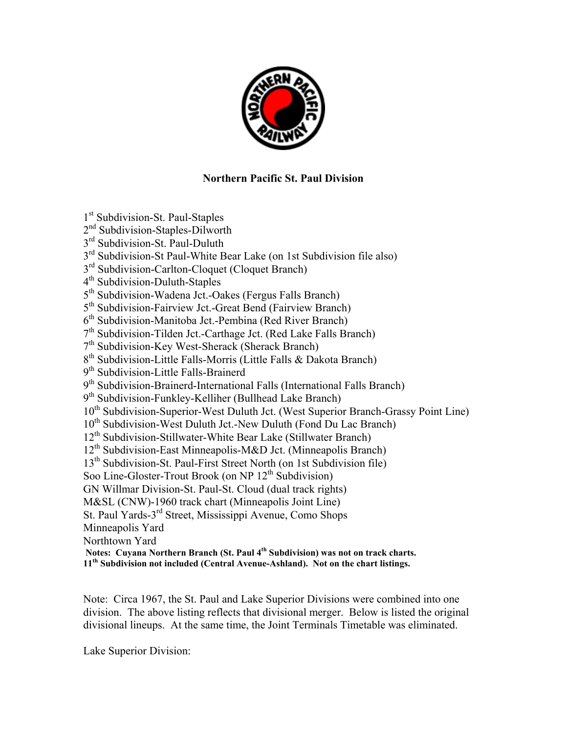# Northern Pacific St. Paul Division

1st Subdivision-St. Paul-Staples
2nd Subdivision-Staples-Dilworth
3rd Subdivision-St. Paul-Duluth
3rd Subdivision-St Paul-White Bear Lake (on 1st Subdivision file also)
3rd Subdivision-Carlton-Cloquet (Cloquet Branch)
4th Subdivision-Duluth-Staples
5th Subdivision-Wadena Jct.-Oakes (Fergus Falls Branch)
5th Subdivision-Fairview Jct.-Great Bend (Fairview Branch)
6th Subdivision-Manitoba Jct.-Pembina (Red River Branch)
7th Subdivision-Tilden Jct.-Carthage Jct. (Red Lake Falls Branch)
7th Subdivision-Key West-Sherack (Sherack Branch)
8th Subdivision-Little Falls-Morris (Little Falls & Dakota Branch)
9th Subdivision-Little Falls-Brainerd
9th Subdivision-Brainerd-International Falls (International Falls Branch)
9th Subdivision-Funkley-Kelliher (Bullhead Lake Branch)
10th Subdivision-Superior-West Duluth Jct. (West Superior Branch-Grassy Point Line)
10th Subdivision-West Duluth Jct.-New Duluth (Fond Du Lac Branch)
12th Subdivision-Stillwater-White Bear Lake (Stillwater Branch)
12th Subdivision-East Minneapolis-M&D Jct. (Minneapolis Branch)
13th Subdivision-St. Paul-First Street North (on 1st Subdivision file)
Soo Line-Gloster-Trout Brook (on NP 12th Subdivision)
GN Willmar Division-St. Paul-St. Cloud (dual track rights)
M&SL (CNW)-1960 track chart (Minneapolis Joint Line)
St. Paul Yards-3rd Street, Mississippi Avenue, Como Shops
Minneapolis Yard
Northtown Yard

**Notes: Cuyana Northern Branch (St. Paul 4th Subdivision) was not on track charts.**
**11th Subdivision not included (Central Avenue-Ashland). Not on the chart listings.**

Note: Circa 1967, the St. Paul and Lake Superior Divisions were combined into one division. The above listing reflects that divisional merger. Below is listed the original divisional lineups. At the same time, the Joint Terminals Timetable was eliminated.

Lake Superior Division: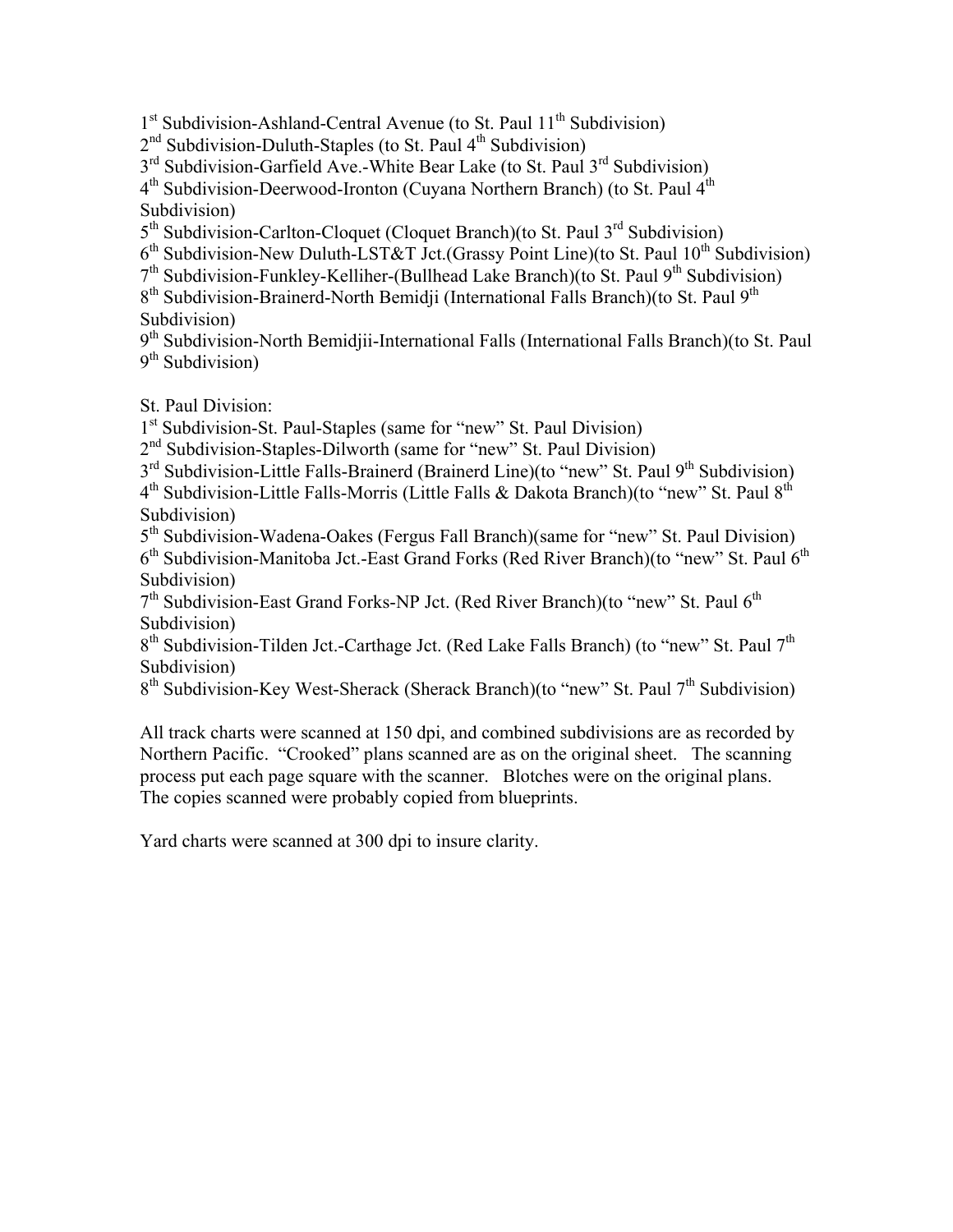1st Subdivision-Ashland-Central Avenue (to St. Paul 11th Subdivision)
2nd Subdivision-Duluth-Staples (to St. Paul 4th Subdivision)
3rd Subdivision-Garfield Ave.-White Bear Lake (to St. Paul 3rd Subdivision)
4th Subdivision-Deerwood-Ironton (Cuyana Northern Branch) (to St. Paul 4th Subdivision)
5th Subdivision-Carlton-Cloquet (Cloquet Branch)(to St. Paul 3rd Subdivision)
6th Subdivision-New Duluth-LST&T Jct.(Grassy Point Line)(to St. Paul 10th Subdivision)
7th Subdivision-Funkley-Kelliher-(Bullhead Lake Branch)(to St. Paul 9th Subdivision)
8th Subdivision-Brainerd-North Bemidji (International Falls Branch)(to St. Paul 9th Subdivision)
9th Subdivision-North Bemidjii-International Falls (International Falls Branch)(to St. Paul 9th Subdivision)

St. Paul Division:
1st Subdivision-St. Paul-Staples (same for "new" St. Paul Division)
2nd Subdivision-Staples-Dilworth (same for "new" St. Paul Division)
3rd Subdivision-Little Falls-Brainerd (Brainerd Line)(to "new" St. Paul 9th Subdivision)
4th Subdivision-Little Falls-Morris (Little Falls & Dakota Branch)(to "new" St. Paul 8th Subdivision)
5th Subdivision-Wadena-Oakes (Fergus Fall Branch)(same for "new" St. Paul Division)
6th Subdivision-Manitoba Jct.-East Grand Forks (Red River Branch)(to "new" St. Paul 6th Subdivision)
7th Subdivision-East Grand Forks-NP Jct. (Red River Branch)(to "new" St. Paul 6th Subdivision)
8th Subdivision-Tilden Jct.-Carthage Jct. (Red Lake Falls Branch) (to "new" St. Paul 7th Subdivision)
8th Subdivision-Key West-Sherack (Sherack Branch)(to "new" St. Paul 7th Subdivision)

All track charts were scanned at 150 dpi, and combined subdivisions are as recorded by Northern Pacific. "Crooked" plans scanned are as on the original sheet. The scanning process put each page square with the scanner. Blotches were on the original plans. The copies scanned were probably copied from blueprints.

Yard charts were scanned at 300 dpi to insure clarity.